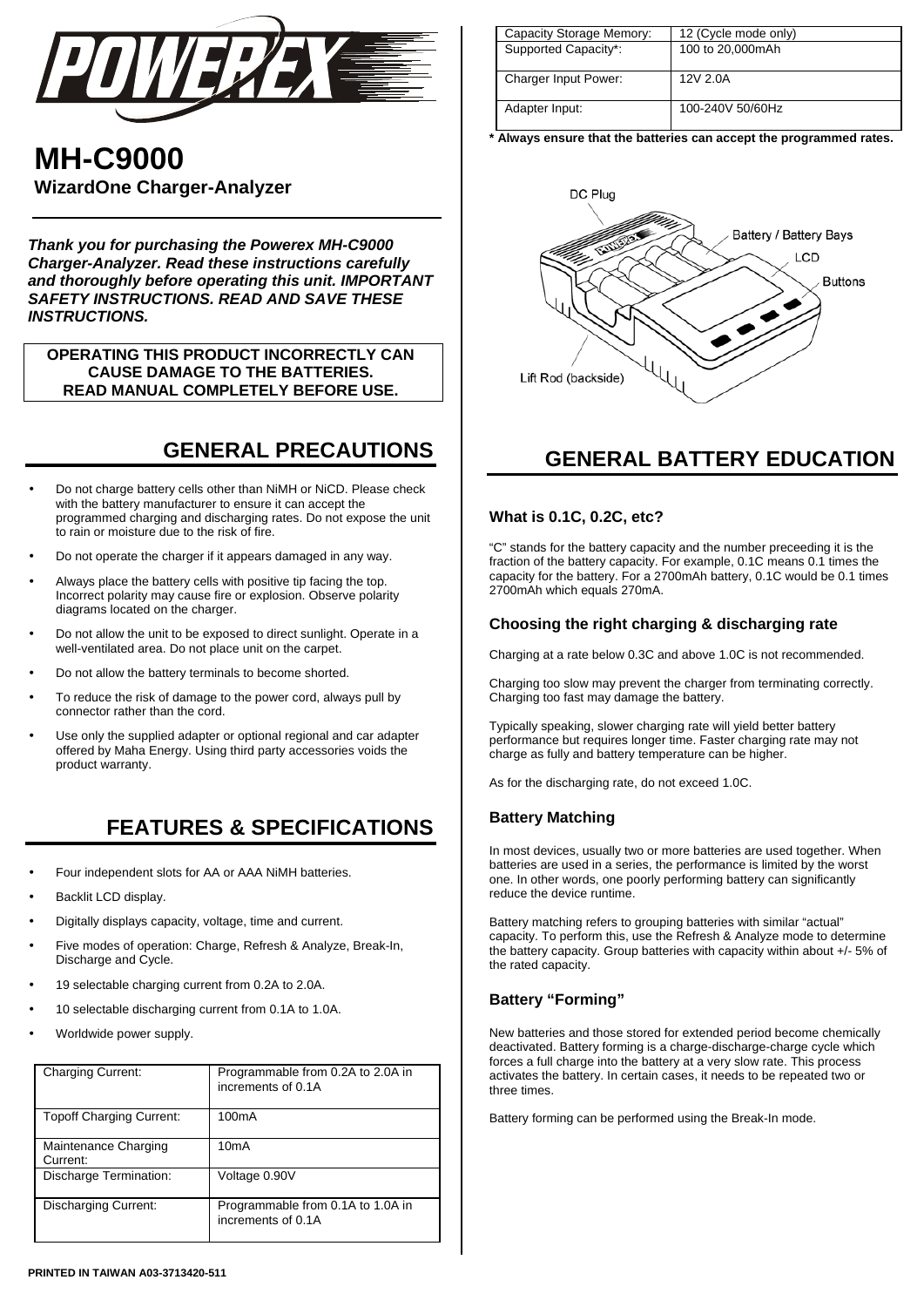# MH-C9000

**WizardOne Charger-Analyzer**

***Thank you for purchasing the Powerex MH-C9000 Charger-Analyzer. Read these instructions carefully and thoroughly before operating this unit. IMPORTANT SAFETY INSTRUCTIONS. READ AND SAVE THESE INSTRUCTIONS.***

**OPERATING THIS PRODUCT INCORRECTLY CAN CAUSE DAMAGE TO THE BATTERIES.
READ MANUAL COMPLETELY BEFORE USE.**

## GENERAL PRECAUTIONS

- Do not charge battery cells other than NiMH or NiCD. Please check with the battery manufacturer to ensure it can accept the programmed charging and discharging rates. Do not expose the unit to rain or moisture due to the risk of fire.
- Do not operate the charger if it appears damaged in any way.
- Always place the battery cells with positive tip facing the top. Incorrect polarity may cause fire or explosion. Observe polarity diagrams located on the charger.
- Do not allow the unit to be exposed to direct sunlight. Operate in a well-ventilated area. Do not place unit on the carpet.
- Do not allow the battery terminals to become shorted.
- To reduce the risk of damage to the power cord, always pull by connector rather than the cord.
- Use only the supplied adapter or optional regional and car adapter offered by Maha Energy. Using third party accessories voids the product warranty.

## FEATURES & SPECIFICATIONS

- Four independent slots for AA or AAA NiMH batteries.
- Backlit LCD display.
- Digitally displays capacity, voltage, time and current.
- Five modes of operation: Charge, Refresh & Analyze, Break-In, Discharge and Cycle.
- 19 selectable charging current from 0.2A to 2.0A.
- 10 selectable discharging current from 0.1A to 1.0A.
- Worldwide power supply.

| | |
|---|---|
| Charging Current: | Programmable from 0.2A to 2.0A in increments of 0.1A |
| Topoff Charging Current: | 100mA |
| Maintenance Charging Current: | 10mA |
| Discharge Termination: | Voltage 0.90V |
| Discharging Current: | Programmable from 0.1A to 1.0A in increments of 0.1A |
| Capacity Storage Memory: | 12 (Cycle mode only) |
| Supported Capacity*: | 100 to 20,000mAh |
| Charger Input Power: | 12V 2.0A |
| Adapter Input: | 100-240V 50/60Hz |

**\* Always ensure that the batteries can accept the programmed rates.**

DC Plug
Battery / Battery Bays
LCD
Buttons
Lift Rod (backside)

## GENERAL BATTERY EDUCATION

### What is 0.1C, 0.2C, etc?

"C" stands for the battery capacity and the number preceeding it is the fraction of the battery capacity. For example, 0.1C means 0.1 times the capacity for the battery. For a 2700mAh battery, 0.1C would be 0.1 times 2700mAh which equals 270mA.

### Choosing the right charging & discharging rate

Charging at a rate below 0.3C and above 1.0C is not recommended.

Charging too slow may prevent the charger from terminating correctly. Charging too fast may damage the battery.

Typically speaking, slower charging rate will yield better battery performance but requires longer time. Faster charging rate may not charge as fully and battery temperature can be higher.

As for the discharging rate, do not exceed 1.0C.

### Battery Matching

In most devices, usually two or more batteries are used together. When batteries are used in a series, the performance is limited by the worst one. In other words, one poorly performing battery can significantly reduce the device runtime.

Battery matching refers to grouping batteries with similar "actual" capacity. To perform this, use the Refresh & Analyze mode to determine the battery capacity. Group batteries with capacity within about +/- 5% of the rated capacity.

### Battery "Forming"

New batteries and those stored for extended period become chemically deactivated. Battery forming is a charge-discharge-charge cycle which forces a full charge into the battery at a very slow rate. This process activates the battery. In certain cases, it needs to be repeated two or three times.

Battery forming can be performed using the Break-In mode.

**PRINTED IN TAIWAN A03-3713420-511**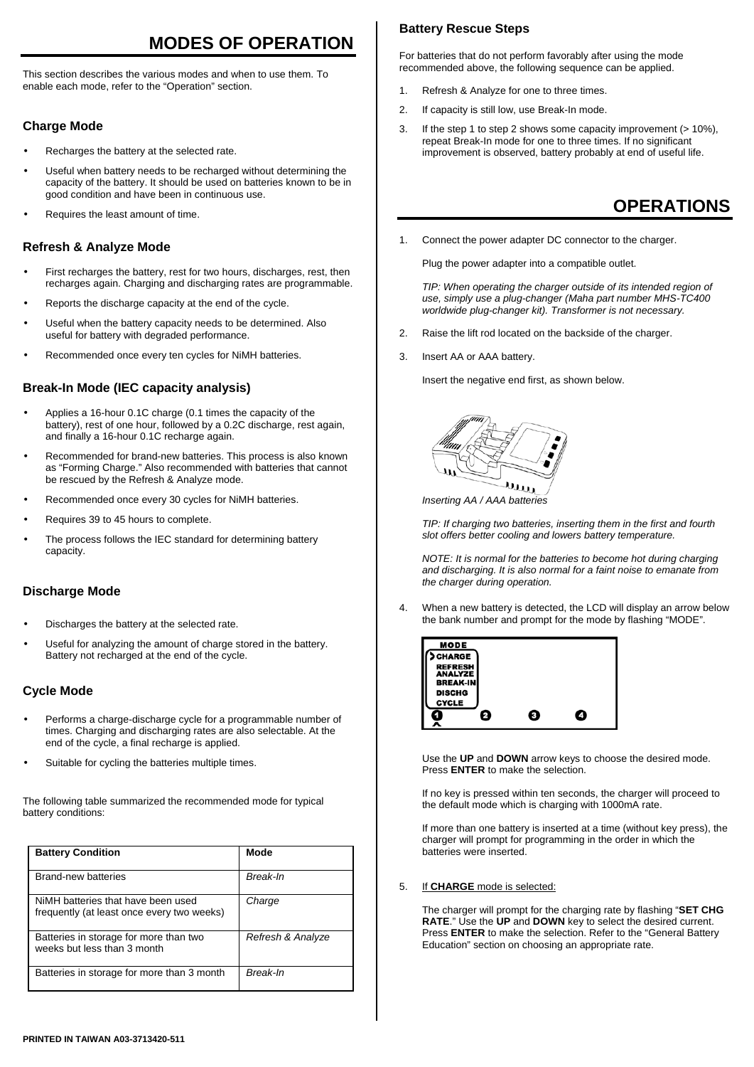# MODES OF OPERATION

This section describes the various modes and when to use them. To enable each mode, refer to the "Operation" section.

### Charge Mode

- Recharges the battery at the selected rate.
- Useful when battery needs to be recharged without determining the capacity of the battery. It should be used on batteries known to be in good condition and have been in continuous use.
- Requires the least amount of time.

### Refresh & Analyze Mode

- First recharges the battery, rest for two hours, discharges, rest, then recharges again. Charging and discharging rates are programmable.
- Reports the discharge capacity at the end of the cycle.
- Useful when the battery capacity needs to be determined. Also useful for battery with degraded performance.
- Recommended once every ten cycles for NiMH batteries.

### Break-In Mode (IEC capacity analysis)

- Applies a 16-hour 0.1C charge (0.1 times the capacity of the battery), rest of one hour, followed by a 0.2C discharge, rest again, and finally a 16-hour 0.1C recharge again.
- Recommended for brand-new batteries. This process is also known as "Forming Charge." Also recommended with batteries that cannot be rescued by the Refresh & Analyze mode.
- Recommended once every 30 cycles for NiMH batteries.
- Requires 39 to 45 hours to complete.
- The process follows the IEC standard for determining battery capacity.

### Discharge Mode

- Discharges the battery at the selected rate.
- Useful for analyzing the amount of charge stored in the battery. Battery not recharged at the end of the cycle.

### Cycle Mode

- Performs a charge-discharge cycle for a programmable number of times. Charging and discharging rates are also selectable. At the end of the cycle, a final recharge is applied.
- Suitable for cycling the batteries multiple times.

The following table summarized the recommended mode for typical battery conditions:

| Battery Condition | Mode |
|---|---|
| Brand-new batteries | *Break-In* |
| NiMH batteries that have been used frequently (at least once every two weeks) | *Charge* |
| Batteries in storage for more than two weeks but less than 3 month | *Refresh & Analyze* |
| Batteries in storage for more than 3 month | *Break-In* |

### Battery Rescue Steps

For batteries that do not perform favorably after using the mode recommended above, the following sequence can be applied.

1. Refresh & Analyze for one to three times.
2. If capacity is still low, use Break-In mode.
3. If the step 1 to step 2 shows some capacity improvement (> 10%), repeat Break-In mode for one to three times. If no significant improvement is observed, battery probably at end of useful life.

# OPERATIONS

1. Connect the power adapter DC connector to the charger.

   Plug the power adapter into a compatible outlet.

   *TIP: When operating the charger outside of its intended region of use, simply use a plug-changer (Maha part number MHS-TC400 worldwide plug-changer kit). Transformer is not necessary.*

2. Raise the lift rod located on the backside of the charger.

3. Insert AA or AAA battery.

   Insert the negative end first, as shown below.

   *Inserting AA / AAA batteries*

   *TIP: If charging two batteries, inserting them in the first and fourth slot offers better cooling and lowers battery temperature.*

   *NOTE: It is normal for the batteries to become hot during charging and discharging. It is also normal for a faint noise to emanate from the charger during operation.*

4. When a new battery is detected, the LCD will display an arrow below the bank number and prompt for the mode by flashing "MODE".

   Use the **UP** and **DOWN** arrow keys to choose the desired mode. Press **ENTER** to make the selection.

   If no key is pressed within ten seconds, the charger will proceed to the default mode which is charging with 1000mA rate.

   If more than one battery is inserted at a time (without key press), the charger will prompt for programming in the order in which the batteries were inserted.

5. If **CHARGE** mode is selected:

   The charger will prompt for the charging rate by flashing "**SET CHG RATE**." Use the **UP** and **DOWN** key to select the desired current. Press **ENTER** to make the selection. Refer to the "General Battery Education" section on choosing an appropriate rate.

PRINTED IN TAIWAN A03-3713420-511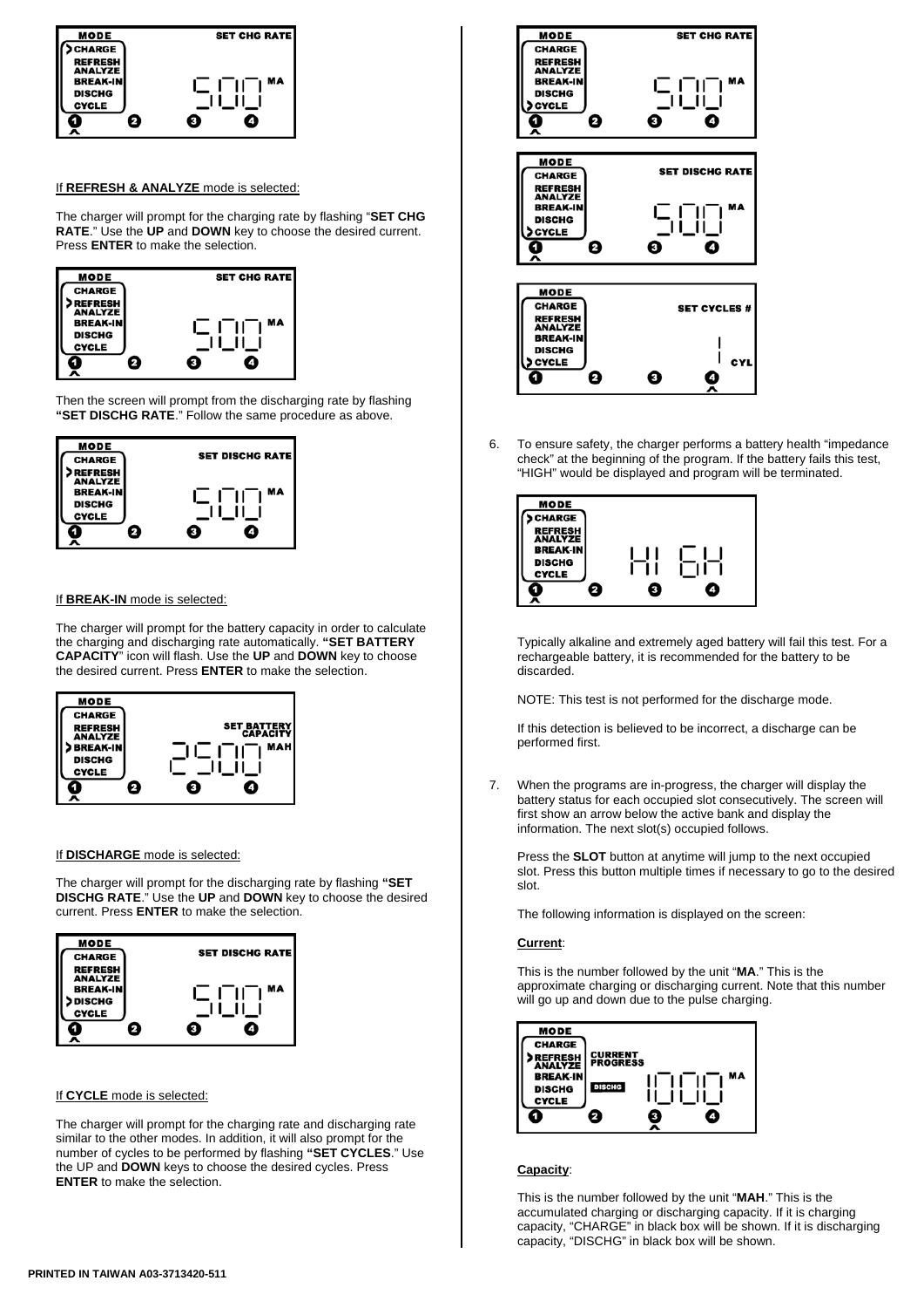If **REFRESH & ANALYZE** mode is selected:

The charger will prompt for the charging rate by flashing "**SET CHG RATE**." Use the **UP** and **DOWN** key to choose the desired current. Press **ENTER** to make the selection.

Then the screen will prompt from the discharging rate by flashing **"SET DISCHG RATE**." Follow the same procedure as above.

If **BREAK-IN** mode is selected:

The charger will prompt for the battery capacity in order to calculate the charging and discharging rate automatically. **"SET BATTERY CAPACITY**" icon will flash. Use the **UP** and **DOWN** key to choose the desired current. Press **ENTER** to make the selection.

If **DISCHARGE** mode is selected:

The charger will prompt for the discharging rate by flashing **"SET DISCHG RATE**." Use the **UP** and **DOWN** key to choose the desired current. Press **ENTER** to make the selection.

If **CYCLE** mode is selected:

The charger will prompt for the charging rate and discharging rate similar to the other modes. In addition, it will also prompt for the number of cycles to be performed by flashing **"SET CYCLES**." Use the UP and **DOWN** keys to choose the desired cycles. Press **ENTER** to make the selection.

6. To ensure safety, the charger performs a battery health "impedance check" at the beginning of the program. If the battery fails this test, "HIGH" would be displayed and program will be terminated.

   Typically alkaline and extremely aged battery will fail this test. For a rechargeable battery, it is recommended for the battery to be discarded.

   NOTE: This test is not performed for the discharge mode.

   If this detection is believed to be incorrect, a discharge can be performed first.

7. When the programs are in-progress, the charger will display the battery status for each occupied slot consecutively. The screen will first show an arrow below the active bank and display the information. The next slot(s) occupied follows.

   Press the **SLOT** button at anytime will jump to the next occupied slot. Press this button multiple times if necessary to go to the desired slot.

   The following information is displayed on the screen:

   **Current**:

   This is the number followed by the unit "**MA**." This is the approximate charging or discharging current. Note that this number will go up and down due to the pulse charging.

   **Capacity**:

   This is the number followed by the unit "**MAH**." This is the accumulated charging or discharging capacity. If it is charging capacity, "CHARGE" in black box will be shown. If it is discharging capacity, "DISCHG" in black box will be shown.

PRINTED IN TAIWAN A03-3713420-511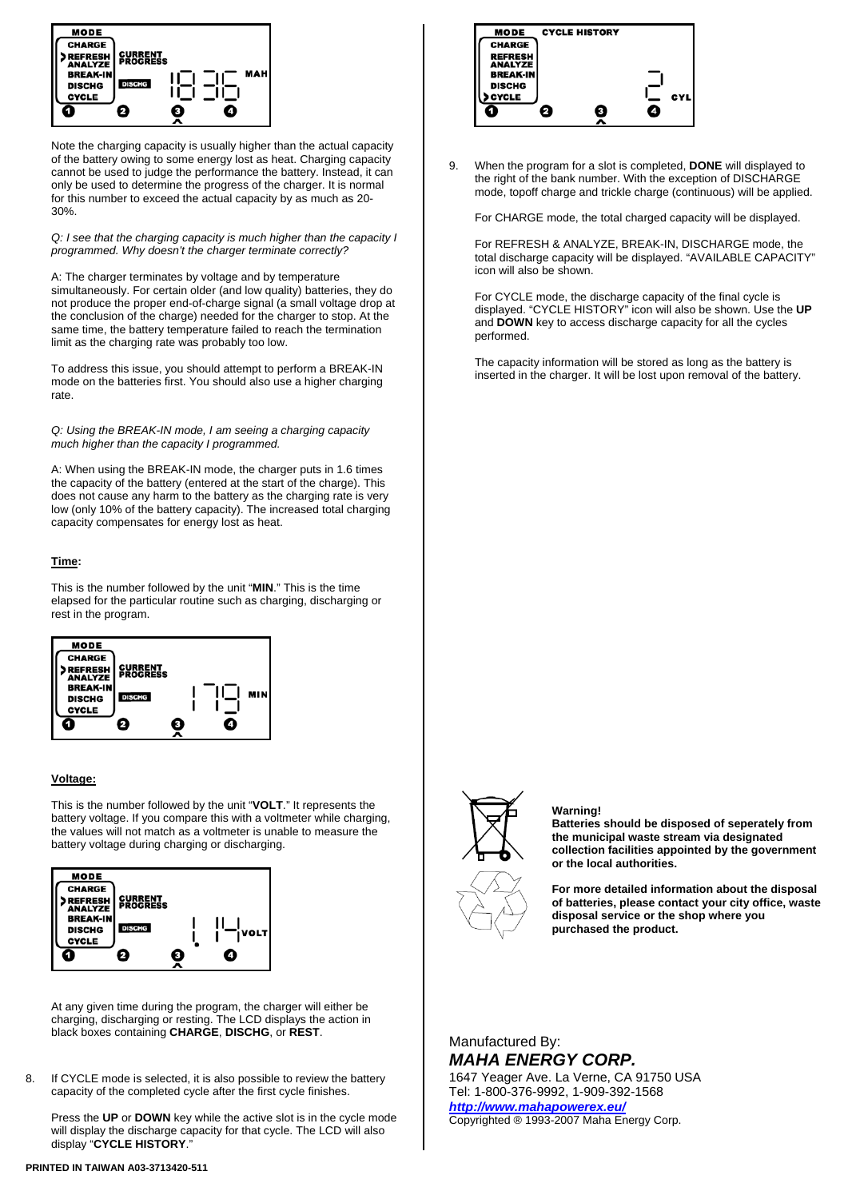MODE
CHARGE
REFRESH ANALYZE
BREAK-IN
DISCHG
CYCLE
CURRENT PROGRESS
DISCHG
1836 MAH

Note the charging capacity is usually higher than the actual capacity of the battery owing to some energy lost as heat. Charging capacity cannot be used to judge the performance the battery. Instead, it can only be used to determine the progress of the charger. It is normal for this number to exceed the actual capacity by as much as 20-30%.

*Q: I see that the charging capacity is much higher than the capacity I programmed. Why doesn't the charger terminate correctly?*

A: The charger terminates by voltage and by temperature simultaneously. For certain older (and low quality) batteries, they do not produce the proper end-of-charge signal (a small voltage drop at the conclusion of the charge) needed for the charger to stop. At the same time, the battery temperature failed to reach the termination limit as the charging rate was probably too low.

To address this issue, you should attempt to perform a BREAK-IN mode on the batteries first. You should also use a higher charging rate.

*Q: Using the BREAK-IN mode, I am seeing a charging capacity much higher than the capacity I programmed.*

A: When using the BREAK-IN mode, the charger puts in 1.6 times the capacity of the battery (entered at the start of the charge). This does not cause any harm to the battery as the charging rate is very low (only 10% of the battery capacity). The increased total charging capacity compensates for energy lost as heat.

**Time:**

This is the number followed by the unit "**MIN**." This is the time elapsed for the particular routine such as charging, discharging or rest in the program.

MODE
CHARGE
REFRESH ANALYZE
BREAK-IN
DISCHG
CYCLE
CURRENT PROGRESS
DISCHG
179 MIN

**Voltage:**

This is the number followed by the unit "**VOLT**." It represents the battery voltage. If you compare this with a voltmeter while charging, the values will not match as a voltmeter is unable to measure the battery voltage during charging or discharging.

MODE
CHARGE
REFRESH ANALYZE
BREAK-IN
DISCHG
CYCLE
CURRENT PROGRESS
DISCHG
1.14 VOLT

At any given time during the program, the charger will either be charging, discharging or resting. The LCD displays the action in black boxes containing **CHARGE**, **DISCHG**, or **REST**.

8. If CYCLE mode is selected, it is also possible to review the battery capacity of the completed cycle after the first cycle finishes.

   Press the **UP** or **DOWN** key while the active slot is in the cycle mode will display the discharge capacity for that cycle. The LCD will also display "**CYCLE HISTORY**."

MODE
CYCLE HISTORY
CHARGE
REFRESH ANALYZE
BREAK-IN
DISCHG
CYCLE
2 CYL

9. When the program for a slot is completed, **DONE** will displayed to the right of the bank number. With the exception of DISCHARGE mode, topoff charge and trickle charge (continuous) will be applied.

   For CHARGE mode, the total charged capacity will be displayed.

   For REFRESH & ANALYZE, BREAK-IN, DISCHARGE mode, the total discharge capacity will be displayed. "AVAILABLE CAPACITY" icon will also be shown.

   For CYCLE mode, the discharge capacity of the final cycle is displayed. "CYCLE HISTORY" icon will also be shown. Use the **UP** and **DOWN** key to access discharge capacity for all the cycles performed.

   The capacity information will be stored as long as the battery is inserted in the charger. It will be lost upon removal of the battery.

**Warning!**
**Batteries should be disposed of seperately from the municipal waste stream via designated collection facilities appointed by the government or the local authorities.**

**For more detailed information about the disposal of batteries, please contact your city office, waste disposal service or the shop where you purchased the product.**

Manufactured By:
***MAHA ENERGY CORP.***
1647 Yeager Ave. La Verne, CA 91750 USA
Tel: 1-800-376-9992, 1-909-392-1568
***http://www.mahapowerex.eu/***
Copyrighted ® 1993-2007 Maha Energy Corp.

**PRINTED IN TAIWAN A03-3713420-511**